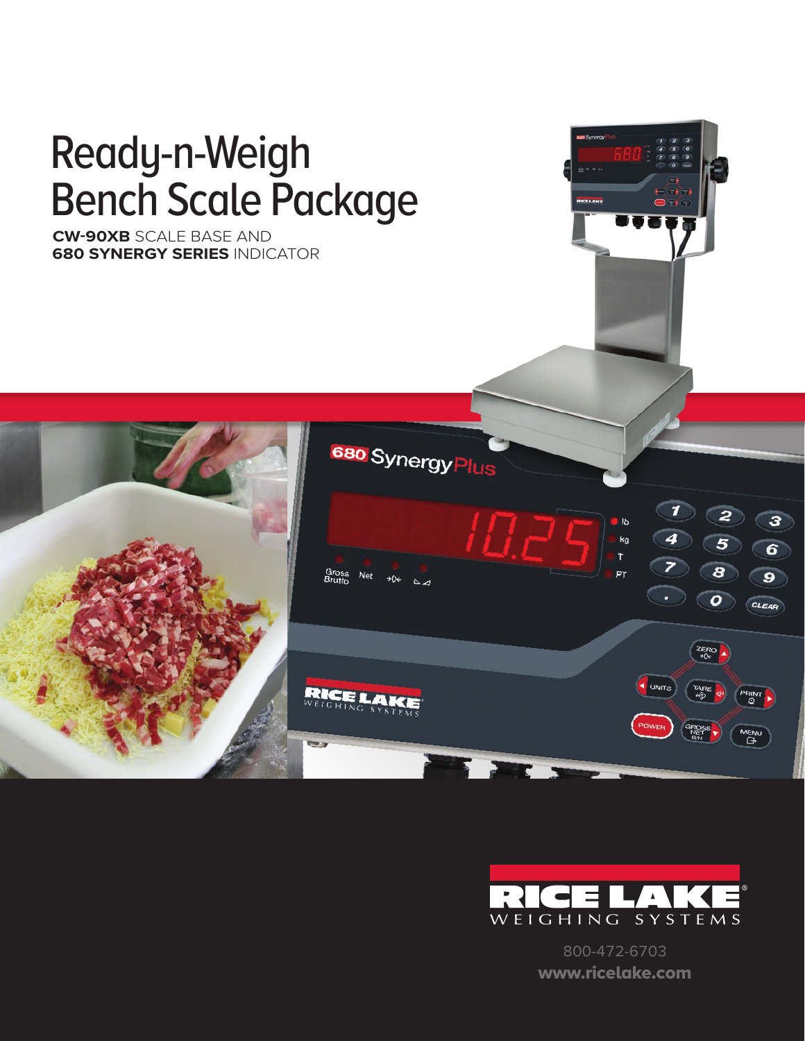# Ready-n-Weigh Bench Scale Package

**CW-90XB** SCALE BASE AND
**680 SYNERGY SERIES** INDICATOR

RICE LAKE
WEIGHING SYSTEMS

800-472-6703
**www.ricelake.com**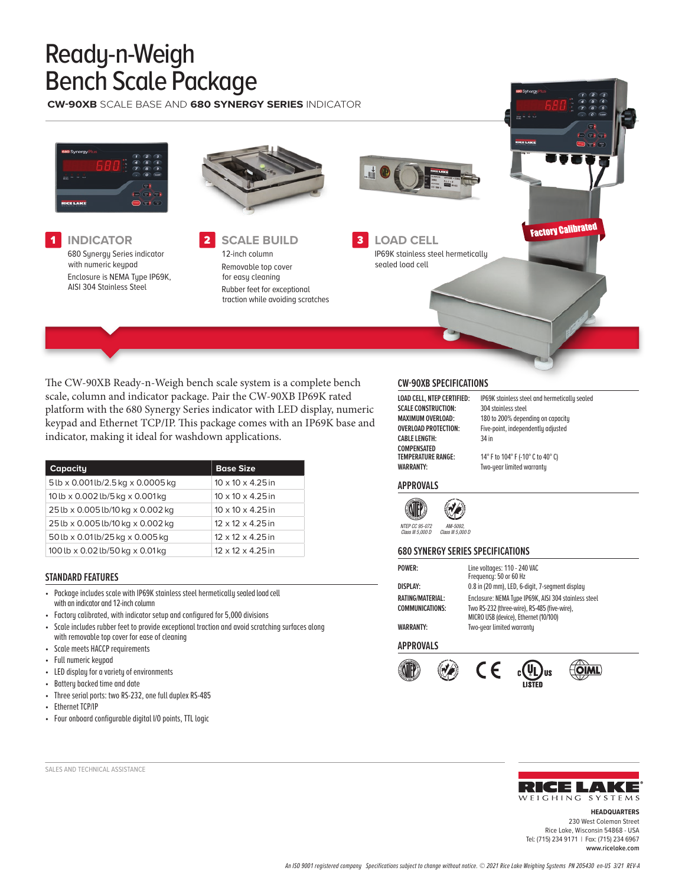# Ready-n-Weigh Bench Scale Package

**CW-90XB** SCALE BASE AND **680 SYNERGY SERIES** INDICATOR

Factory Calibrated

## 1 INDICATOR

680 Synergy Series indicator with numeric keypad

Enclosure is NEMA Type IP69K, AISI 304 Stainless Steel

## 2 SCALE BUILD

12-inch column

Removable top cover for easy cleaning

Rubber feet for exceptional traction while avoiding scratches

## 3 LOAD CELL

IP69K stainless steel hermetically sealed load cell

The CW-90XB Ready-n-Weigh bench scale system is a complete bench scale, column and indicator package. Pair the CW-90XB IP69K rated platform with the 680 Synergy Series indicator with LED display, numeric keypad and Ethernet TCP/IP. This package comes with an IP69K base and indicator, making it ideal for washdown applications.

| Capacity | Base Size |
|---|---|
| 5 lb x 0.001 lb/2.5 kg x 0.0005 kg | 10 x 10 x 4.25 in |
| 10 lb x 0.002 lb/5 kg x 0.001 kg | 10 x 10 x 4.25 in |
| 25 lb x 0.005 lb/10 kg x 0.002 kg | 10 x 10 x 4.25 in |
| 25 lb x 0.005 lb/10 kg x 0.002 kg | 12 x 12 x 4.25 in |
| 50 lb x 0.01 lb/25 kg x 0.005 kg | 12 x 12 x 4.25 in |
| 100 lb x 0.02 lb/50 kg x 0.01 kg | 12 x 12 x 4.25 in |

## STANDARD FEATURES

- Package includes scale with IP69K stainless steel hermetically sealed load cell with an indicator and 12-inch column
- Factory calibrated, with indicator setup and configured for 5,000 divisions
- Scale includes rubber feet to provide exceptional traction and avoid scratching surfaces along with removable top cover for ease of cleaning
- Scale meets HACCP requirements
- Full numeric keypad
- LED display for a variety of environments
- Battery backed time and date
- Three serial ports: two RS-232, one full duplex RS-485
- Ethernet TCP/IP
- Four onboard configurable digital I/O points, TTL logic

## CW-90XB SPECIFICATIONS

| | |
|---|---|
| **LOAD CELL, NTEP CERTIFIED:** | IP69K stainless steel and hermetically sealed |
| **SCALE CONSTRUCTION:** | 304 stainless steel |
| **MAXIMUM OVERLOAD:** | 180 to 200% depending on capacity |
| **OVERLOAD PROTECTION:** | Five-point, independently adjusted |
| **CABLE LENGTH:** | 34 in |
| **COMPENSATED TEMPERATURE RANGE:** | 14° F to 104° F (-10° C to 40° C) |
| **WARRANTY:** | Two-year limited warranty |

## APPROVALS

NTEP CC 95-072 Class III 5,000 D

AM-5092, Class III 5,000 D

## 680 SYNERGY SERIES SPECIFICATIONS

| | |
|---|---|
| **POWER:** | Line voltages: 110 - 240 VAC Frequency: 50 or 60 Hz |
| **DISPLAY:** | 0.8 in (20 mm), LED, 6-digit, 7-segment display |
| **RATING/MATERIAL:** | Enclosure: NEMA Type IP69K, AISI 304 stainless steel |
| **COMMUNICATIONS:** | Two RS-232 (three-wire), RS-485 (five-wire), MICRO USB (device), Ethernet (10/100) |
| **WARRANTY:** | Two-year limited warranty |

## APPROVALS

NTEP, Measurement Canada, CE, cULus LISTED, OIML

SALES AND TECHNICAL ASSISTANCE

RICE LAKE WEIGHING SYSTEMS

**HEADQUARTERS**
230 West Coleman Street
Rice Lake, Wisconsin 54868 - USA
Tel: (715) 234 9171 | Fax: (715) 234 6967
**www.ricelake.com**

*An ISO 9001 registered company Specifications subject to change without notice. © 2021 Rice Lake Weighing Systems PN 205430 en-US 3/21 REV-A*